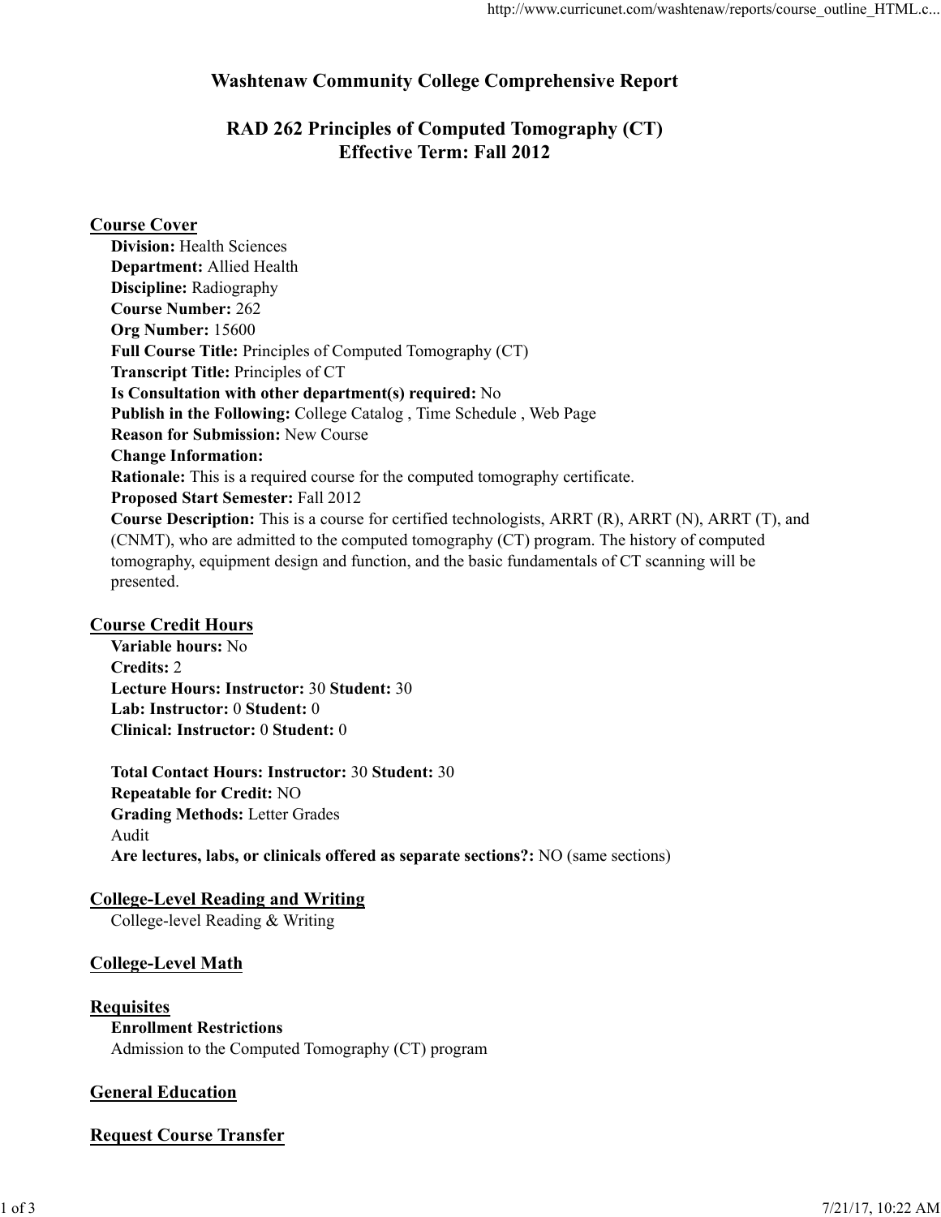# Washtenaw Community College Comprehensive Report

## RAD 262 Principles of Computed Tomography (CT)
## Effective Term: Fall 2012

### Course Cover

**Division:** Health Sciences
**Department:** Allied Health
**Discipline:** Radiography
**Course Number:** 262
**Org Number:** 15600
**Full Course Title:** Principles of Computed Tomography (CT)
**Transcript Title:** Principles of CT
**Is Consultation with other department(s) required:** No
**Publish in the Following:** College Catalog , Time Schedule , Web Page
**Reason for Submission:** New Course
**Change Information:**
**Rationale:** This is a required course for the computed tomography certificate.
**Proposed Start Semester:** Fall 2012
**Course Description:** This is a course for certified technologists, ARRT (R), ARRT (N), ARRT (T), and (CNMT), who are admitted to the computed tomography (CT) program. The history of computed tomography, equipment design and function, and the basic fundamentals of CT scanning will be presented.

### Course Credit Hours

**Variable hours:** No
**Credits:** 2
**Lecture Hours: Instructor:** 30 **Student:** 30
**Lab: Instructor:** 0 **Student:** 0
**Clinical: Instructor:** 0 **Student:** 0

**Total Contact Hours: Instructor:** 30 **Student:** 30
**Repeatable for Credit:** NO
**Grading Methods:** Letter Grades
Audit
**Are lectures, labs, or clinicals offered as separate sections?:** NO (same sections)

### College-Level Reading and Writing

College-level Reading & Writing

### College-Level Math

### Requisites

**Enrollment Restrictions**
Admission to the Computed Tomography (CT) program

### General Education

### Request Course Transfer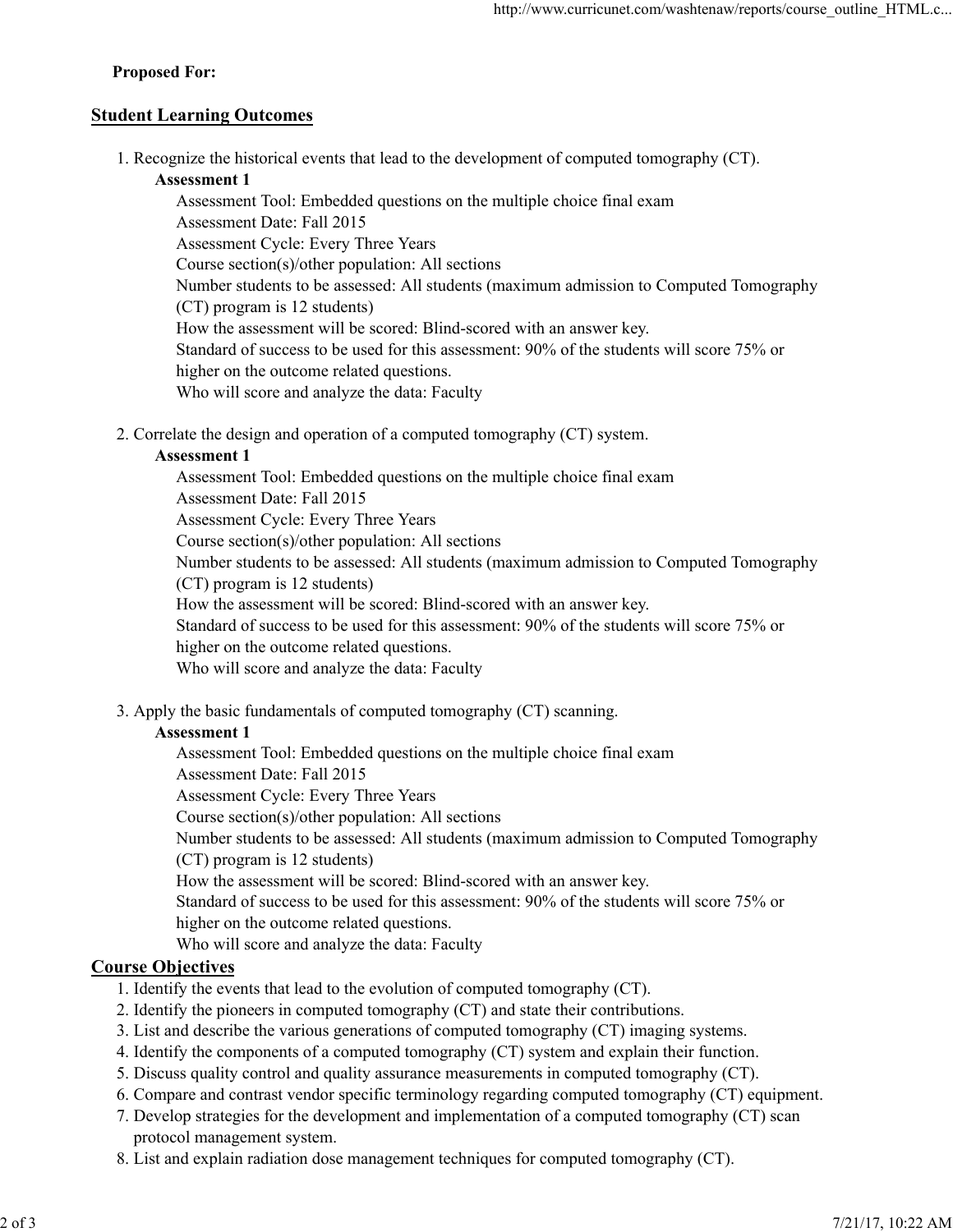**Proposed For:**

## Student Learning Outcomes

1. Recognize the historical events that lead to the development of computed tomography (CT).

   **Assessment 1**

   Assessment Tool: Embedded questions on the multiple choice final exam
   Assessment Date: Fall 2015
   Assessment Cycle: Every Three Years
   Course section(s)/other population: All sections
   Number students to be assessed: All students (maximum admission to Computed Tomography (CT) program is 12 students)
   How the assessment will be scored: Blind-scored with an answer key.
   Standard of success to be used for this assessment: 90% of the students will score 75% or higher on the outcome related questions.
   Who will score and analyze the data: Faculty

2. Correlate the design and operation of a computed tomography (CT) system.

   **Assessment 1**

   Assessment Tool: Embedded questions on the multiple choice final exam
   Assessment Date: Fall 2015
   Assessment Cycle: Every Three Years
   Course section(s)/other population: All sections
   Number students to be assessed: All students (maximum admission to Computed Tomography (CT) program is 12 students)
   How the assessment will be scored: Blind-scored with an answer key.
   Standard of success to be used for this assessment: 90% of the students will score 75% or higher on the outcome related questions.
   Who will score and analyze the data: Faculty

3. Apply the basic fundamentals of computed tomography (CT) scanning.

   **Assessment 1**

   Assessment Tool: Embedded questions on the multiple choice final exam
   Assessment Date: Fall 2015
   Assessment Cycle: Every Three Years
   Course section(s)/other population: All sections
   Number students to be assessed: All students (maximum admission to Computed Tomography (CT) program is 12 students)
   How the assessment will be scored: Blind-scored with an answer key.
   Standard of success to be used for this assessment: 90% of the students will score 75% or higher on the outcome related questions.
   Who will score and analyze the data: Faculty

## Course Objectives

1. Identify the events that lead to the evolution of computed tomography (CT).
2. Identify the pioneers in computed tomography (CT) and state their contributions.
3. List and describe the various generations of computed tomography (CT) imaging systems.
4. Identify the components of a computed tomography (CT) system and explain their function.
5. Discuss quality control and quality assurance measurements in computed tomography (CT).
6. Compare and contrast vendor specific terminology regarding computed tomography (CT) equipment.
7. Develop strategies for the development and implementation of a computed tomography (CT) scan protocol management system.
8. List and explain radiation dose management techniques for computed tomography (CT).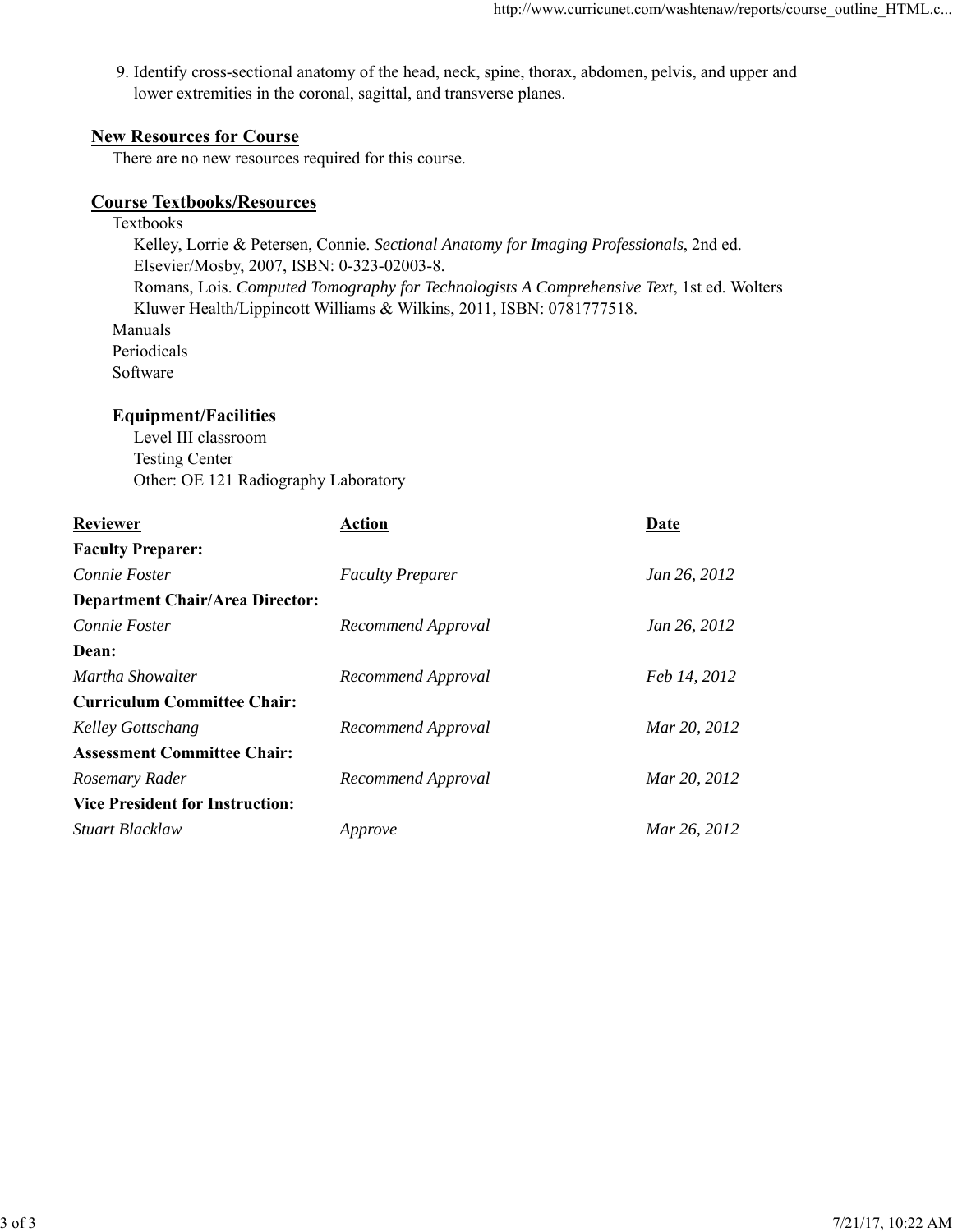9. Identify cross-sectional anatomy of the head, neck, spine, thorax, abdomen, pelvis, and upper and lower extremities in the coronal, sagittal, and transverse planes.

## New Resources for Course

There are no new resources required for this course.

## Course Textbooks/Resources

Textbooks

Kelley, Lorrie & Petersen, Connie. *Sectional Anatomy for Imaging Professionals*, 2nd ed. Elsevier/Mosby, 2007, ISBN: 0-323-02003-8.

Romans, Lois. *Computed Tomography for Technologists A Comprehensive Text*, 1st ed. Wolters Kluwer Health/Lippincott Williams & Wilkins, 2011, ISBN: 0781777518.

Manuals

Periodicals

Software

### Equipment/Facilities

Level III classroom

Testing Center

Other: OE 121 Radiography Laboratory

| Reviewer | Action | Date |
|---|---|---|
| **Faculty Preparer:** | | |
| *Connie Foster* | *Faculty Preparer* | *Jan 26, 2012* |
| **Department Chair/Area Director:** | | |
| *Connie Foster* | *Recommend Approval* | *Jan 26, 2012* |
| **Dean:** | | |
| *Martha Showalter* | *Recommend Approval* | *Feb 14, 2012* |
| **Curriculum Committee Chair:** | | |
| *Kelley Gottschang* | *Recommend Approval* | *Mar 20, 2012* |
| **Assessment Committee Chair:** | | |
| *Rosemary Rader* | *Recommend Approval* | *Mar 20, 2012* |
| **Vice President for Instruction:** | | |
| *Stuart Blacklaw* | *Approve* | *Mar 26, 2012* |